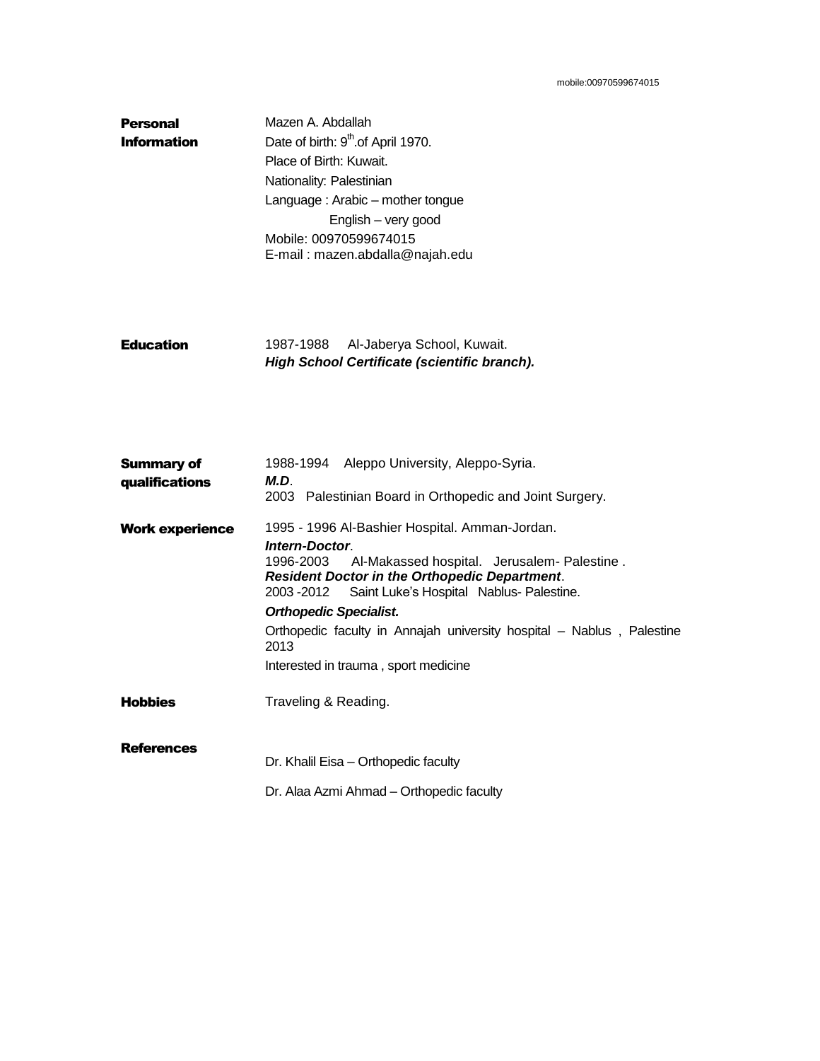mobile:00970599674015

## Personal Information

Mazen A. Abdallah
Date of birth: $9^{th}$.of April 1970.
Place of Birth: Kuwait.
Nationality: Palestinian
Language : Arabic – mother tongue
English – very good
Mobile: 00970599674015
E-mail : mazen.abdalla@najah.edu

## Education

1987-1988 Al-Jaberya School, Kuwait.
***High School Certificate (scientific branch).***

## Summary of qualifications

1988-1994 Aleppo University, Aleppo-Syria.
***M.D***.
2003 Palestinian Board in Orthopedic and Joint Surgery.

## Work experience

1995 - 1996 Al-Bashier Hospital. Amman-Jordan.
***Intern-Doctor***.
1996-2003 Al-Makassed hospital. Jerusalem- Palestine .
***Resident Doctor in the Orthopedic Department***.
2003 -2012 Saint Luke's Hospital Nablus- Palestine.
***Orthopedic Specialist.***

Orthopedic faculty in Annajah university hospital – Nablus , Palestine 2013

Interested in trauma , sport medicine

## Hobbies

Traveling & Reading.

## References

Dr. Khalil Eisa – Orthopedic faculty

Dr. Alaa Azmi Ahmad – Orthopedic faculty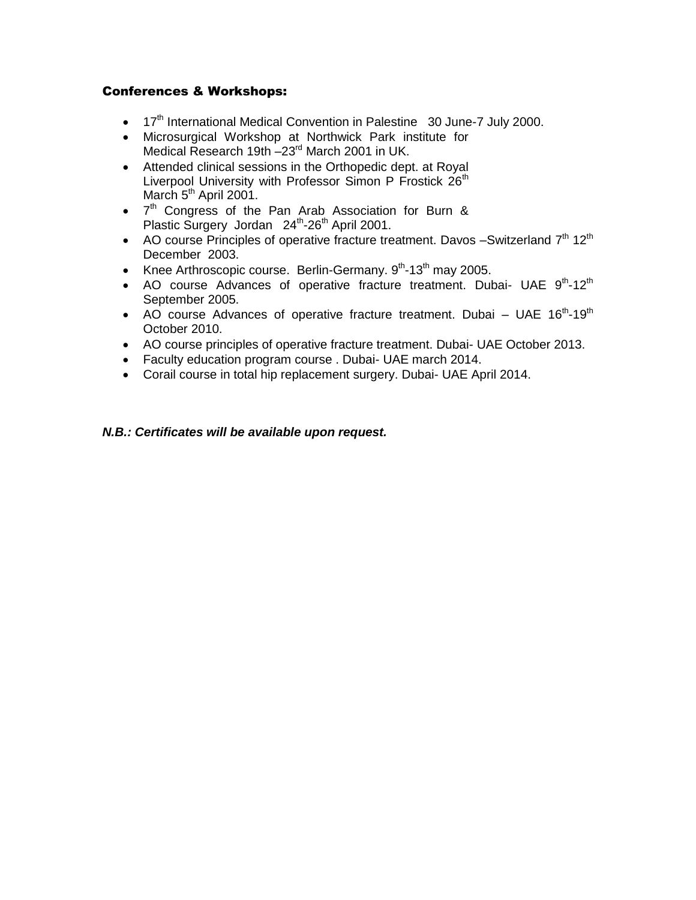### Conferences & Workshops:

- 17th International Medical Convention in Palestine 30 June-7 July 2000.
- Microsurgical Workshop at Northwick Park institute for Medical Research 19th –23rd March 2001 in UK.
- Attended clinical sessions in the Orthopedic dept. at Royal Liverpool University with Professor Simon P Frostick 26th March 5th April 2001.
- 7th Congress of the Pan Arab Association for Burn & Plastic Surgery Jordan 24th-26th April 2001.
- AO course Principles of operative fracture treatment. Davos –Switzerland 7th 12th December 2003.
- Knee Arthroscopic course. Berlin-Germany. 9th-13th may 2005.
- AO course Advances of operative fracture treatment. Dubai- UAE 9th-12th September 2005.
- AO course Advances of operative fracture treatment. Dubai – UAE 16th-19th October 2010.
- AO course principles of operative fracture treatment. Dubai- UAE October 2013.
- Faculty education program course . Dubai- UAE march 2014.
- Corail course in total hip replacement surgery. Dubai- UAE April 2014.

***N.B.: Certificates will be available upon request.***